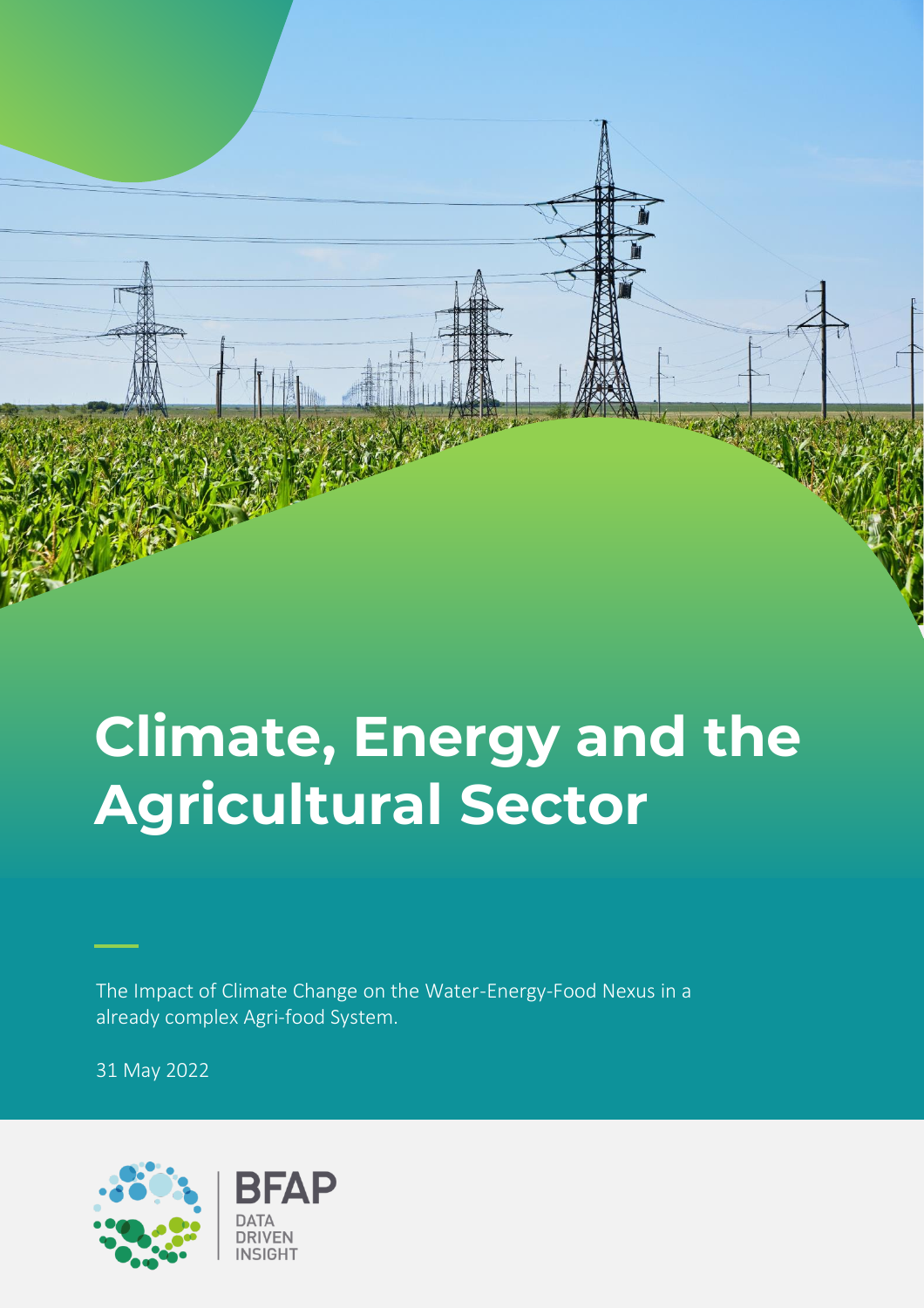# Climate, Energy and the Agricultural Sector

The Impact of Climate Change on the Water-Energy-Food Nexus in a already complex Agri-food System.

31 May 2022

BFAP

DATA DRIVEN INSIGHT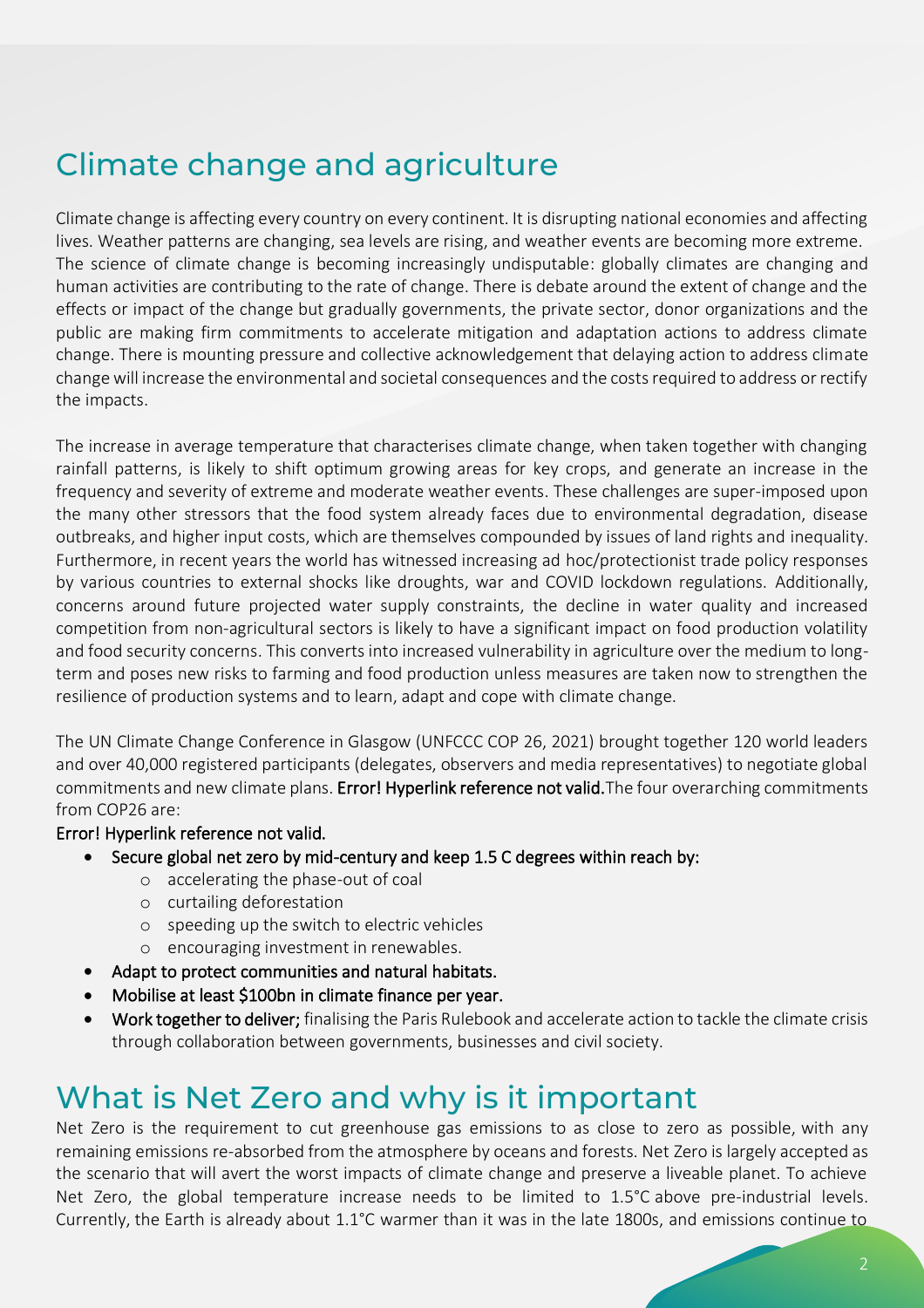## Climate change and agriculture

Climate change is affecting every country on every continent. It is disrupting national economies and affecting lives. Weather patterns are changing, sea levels are rising, and weather events are becoming more extreme. The science of climate change is becoming increasingly undisputable: globally climates are changing and human activities are contributing to the rate of change. There is debate around the extent of change and the effects or impact of the change but gradually governments, the private sector, donor organizations and the public are making firm commitments to accelerate mitigation and adaptation actions to address climate change. There is mounting pressure and collective acknowledgement that delaying action to address climate change will increase the environmental and societal consequences and the costs required to address or rectify the impacts.

The increase in average temperature that characterises climate change, when taken together with changing rainfall patterns, is likely to shift optimum growing areas for key crops, and generate an increase in the frequency and severity of extreme and moderate weather events. These challenges are super-imposed upon the many other stressors that the food system already faces due to environmental degradation, disease outbreaks, and higher input costs, which are themselves compounded by issues of land rights and inequality. Furthermore, in recent years the world has witnessed increasing ad hoc/protectionist trade policy responses by various countries to external shocks like droughts, war and COVID lockdown regulations. Additionally, concerns around future projected water supply constraints, the decline in water quality and increased competition from non-agricultural sectors is likely to have a significant impact on food production volatility and food security concerns. This converts into increased vulnerability in agriculture over the medium to long-term and poses new risks to farming and food production unless measures are taken now to strengthen the resilience of production systems and to learn, adapt and cope with climate change.

The UN Climate Change Conference in Glasgow (UNFCCC COP 26, 2021) brought together 120 world leaders and over 40,000 registered participants (delegates, observers and media representatives) to negotiate global commitments and new climate plans. **Error! Hyperlink reference not valid.** The four overarching commitments from COP26 are:

**Error! Hyperlink reference not valid.**

- **Secure global net zero by mid-century and keep 1.5 C degrees within reach by:**
  - accelerating the phase-out of coal
  - curtailing deforestation
  - speeding up the switch to electric vehicles
  - encouraging investment in renewables.
- **Adapt to protect communities and natural habitats.**
- **Mobilise at least $100bn in climate finance per year.**
- **Work together to deliver;** finalising the Paris Rulebook and accelerate action to tackle the climate crisis through collaboration between governments, businesses and civil society.

## What is Net Zero and why is it important

Net Zero is the requirement to cut greenhouse gas emissions to as close to zero as possible, with any remaining emissions re-absorbed from the atmosphere by oceans and forests. Net Zero is largely accepted as the scenario that will avert the worst impacts of climate change and preserve a liveable planet. To achieve Net Zero, the global temperature increase needs to be limited to 1.5°C above pre-industrial levels. Currently, the Earth is already about 1.1°C warmer than it was in the late 1800s, and emissions continue to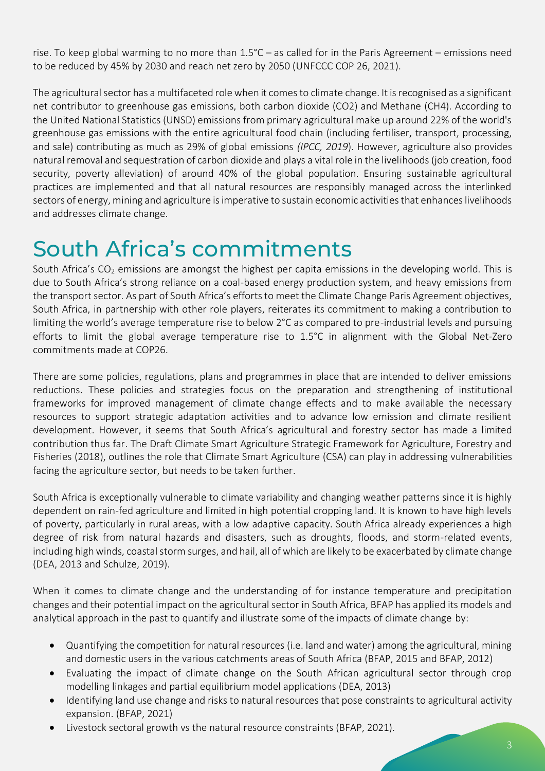rise. To keep global warming to no more than 1.5°C – as called for in the Paris Agreement – emissions need to be reduced by 45% by 2030 and reach net zero by 2050 (UNFCCC COP 26, 2021).

The agricultural sector has a multifaceted role when it comes to climate change. It is recognised as a significant net contributor to greenhouse gas emissions, both carbon dioxide (CO2) and Methane (CH4). According to the United National Statistics (UNSD) emissions from primary agricultural make up around 22% of the world's greenhouse gas emissions with the entire agricultural food chain (including fertiliser, transport, processing, and sale) contributing as much as 29% of global emissions *(IPCC, 2019*). However, agriculture also provides natural removal and sequestration of carbon dioxide and plays a vital role in the livelihoods (job creation, food security, poverty alleviation) of around 40% of the global population. Ensuring sustainable agricultural practices are implemented and that all natural resources are responsibly managed across the interlinked sectors of energy, mining and agriculture is imperative to sustain economic activities that enhances livelihoods and addresses climate change.

# South Africa's commitments

South Africa's $CO_2$ emissions are amongst the highest per capita emissions in the developing world. This is due to South Africa's strong reliance on a coal-based energy production system, and heavy emissions from the transport sector. As part of South Africa's efforts to meet the Climate Change Paris Agreement objectives, South Africa, in partnership with other role players, reiterates its commitment to making a contribution to limiting the world's average temperature rise to below 2°C as compared to pre-industrial levels and pursuing efforts to limit the global average temperature rise to 1.5°C in alignment with the Global Net-Zero commitments made at COP26.

There are some policies, regulations, plans and programmes in place that are intended to deliver emissions reductions. These policies and strategies focus on the preparation and strengthening of institutional frameworks for improved management of climate change effects and to make available the necessary resources to support strategic adaptation activities and to advance low emission and climate resilient development. However, it seems that South Africa's agricultural and forestry sector has made a limited contribution thus far. The Draft Climate Smart Agriculture Strategic Framework for Agriculture, Forestry and Fisheries (2018), outlines the role that Climate Smart Agriculture (CSA) can play in addressing vulnerabilities facing the agriculture sector, but needs to be taken further.

South Africa is exceptionally vulnerable to climate variability and changing weather patterns since it is highly dependent on rain-fed agriculture and limited in high potential cropping land. It is known to have high levels of poverty, particularly in rural areas, with a low adaptive capacity. South Africa already experiences a high degree of risk from natural hazards and disasters, such as droughts, floods, and storm-related events, including high winds, coastal storm surges, and hail, all of which are likely to be exacerbated by climate change (DEA, 2013 and Schulze, 2019).

When it comes to climate change and the understanding of for instance temperature and precipitation changes and their potential impact on the agricultural sector in South Africa, BFAP has applied its models and analytical approach in the past to quantify and illustrate some of the impacts of climate change by:

- Quantifying the competition for natural resources (i.e. land and water) among the agricultural, mining and domestic users in the various catchments areas of South Africa (BFAP, 2015 and BFAP, 2012)
- Evaluating the impact of climate change on the South African agricultural sector through crop modelling linkages and partial equilibrium model applications (DEA, 2013)
- Identifying land use change and risks to natural resources that pose constraints to agricultural activity expansion. (BFAP, 2021)
- Livestock sectoral growth vs the natural resource constraints (BFAP, 2021).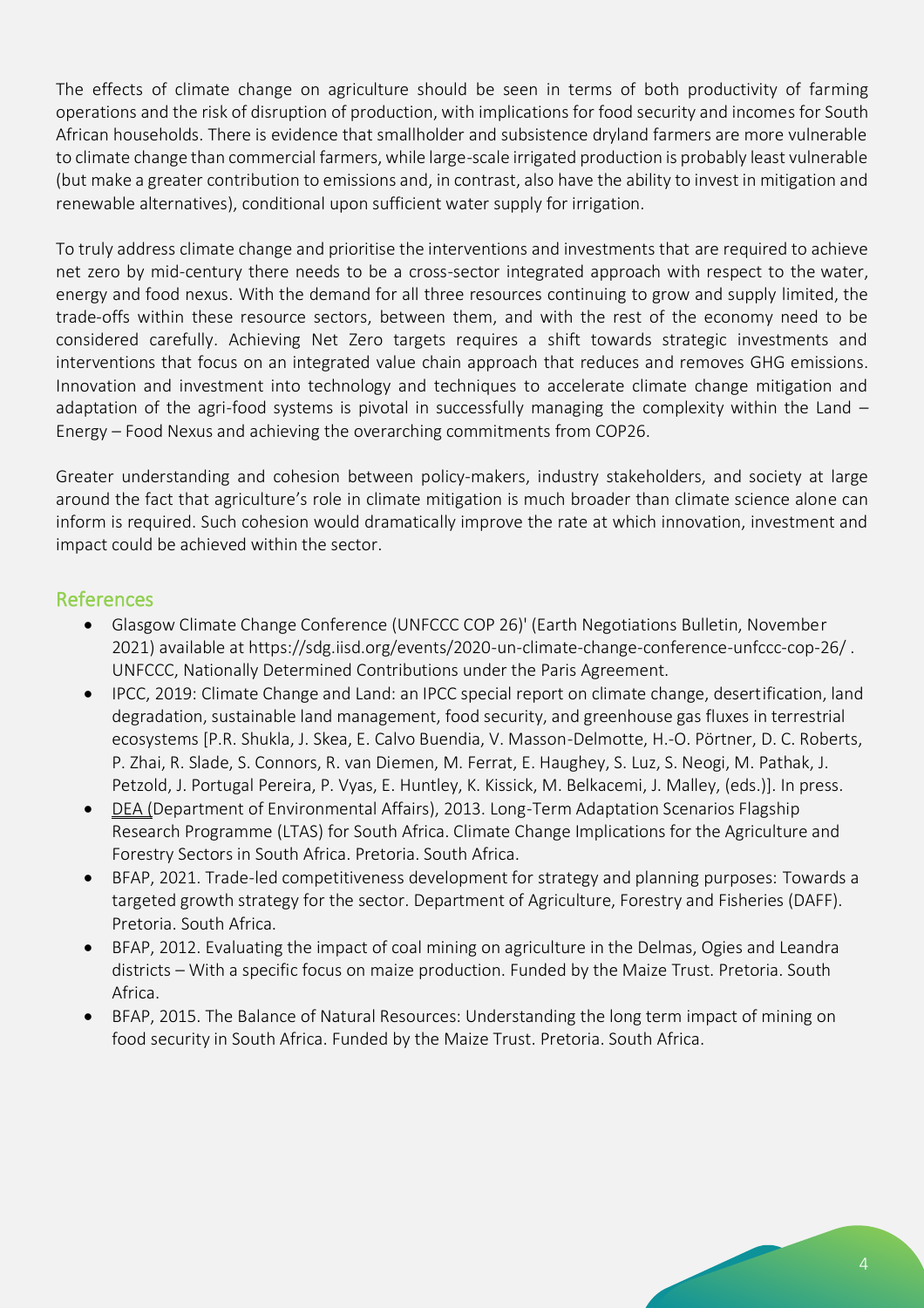The effects of climate change on agriculture should be seen in terms of both productivity of farming operations and the risk of disruption of production, with implications for food security and incomes for South African households. There is evidence that smallholder and subsistence dryland farmers are more vulnerable to climate change than commercial farmers, while large-scale irrigated production is probably least vulnerable (but make a greater contribution to emissions and, in contrast, also have the ability to invest in mitigation and renewable alternatives), conditional upon sufficient water supply for irrigation.

To truly address climate change and prioritise the interventions and investments that are required to achieve net zero by mid-century there needs to be a cross-sector integrated approach with respect to the water, energy and food nexus. With the demand for all three resources continuing to grow and supply limited, the trade-offs within these resource sectors, between them, and with the rest of the economy need to be considered carefully. Achieving Net Zero targets requires a shift towards strategic investments and interventions that focus on an integrated value chain approach that reduces and removes GHG emissions. Innovation and investment into technology and techniques to accelerate climate change mitigation and adaptation of the agri-food systems is pivotal in successfully managing the complexity within the Land – Energy – Food Nexus and achieving the overarching commitments from COP26.

Greater understanding and cohesion between policy-makers, industry stakeholders, and society at large around the fact that agriculture's role in climate mitigation is much broader than climate science alone can inform is required. Such cohesion would dramatically improve the rate at which innovation, investment and impact could be achieved within the sector.

## References

- Glasgow Climate Change Conference (UNFCCC COP 26)' (Earth Negotiations Bulletin, November 2021) available at https://sdg.iisd.org/events/2020-un-climate-change-conference-unfccc-cop-26/ . UNFCCC, Nationally Determined Contributions under the Paris Agreement.
- IPCC, 2019: Climate Change and Land: an IPCC special report on climate change, desertification, land degradation, sustainable land management, food security, and greenhouse gas fluxes in terrestrial ecosystems [P.R. Shukla, J. Skea, E. Calvo Buendia, V. Masson-Delmotte, H.-O. Pörtner, D. C. Roberts, P. Zhai, R. Slade, S. Connors, R. van Diemen, M. Ferrat, E. Haughey, S. Luz, S. Neogi, M. Pathak, J. Petzold, J. Portugal Pereira, P. Vyas, E. Huntley, K. Kissick, M. Belkacemi, J. Malley, (eds.)]. In press.
- DEA (Department of Environmental Affairs), 2013. Long-Term Adaptation Scenarios Flagship Research Programme (LTAS) for South Africa. Climate Change Implications for the Agriculture and Forestry Sectors in South Africa. Pretoria. South Africa.
- BFAP, 2021. Trade-led competitiveness development for strategy and planning purposes: Towards a targeted growth strategy for the sector. Department of Agriculture, Forestry and Fisheries (DAFF). Pretoria. South Africa.
- BFAP, 2012. Evaluating the impact of coal mining on agriculture in the Delmas, Ogies and Leandra districts – With a specific focus on maize production. Funded by the Maize Trust. Pretoria. South Africa.
- BFAP, 2015. The Balance of Natural Resources: Understanding the long term impact of mining on food security in South Africa. Funded by the Maize Trust. Pretoria. South Africa.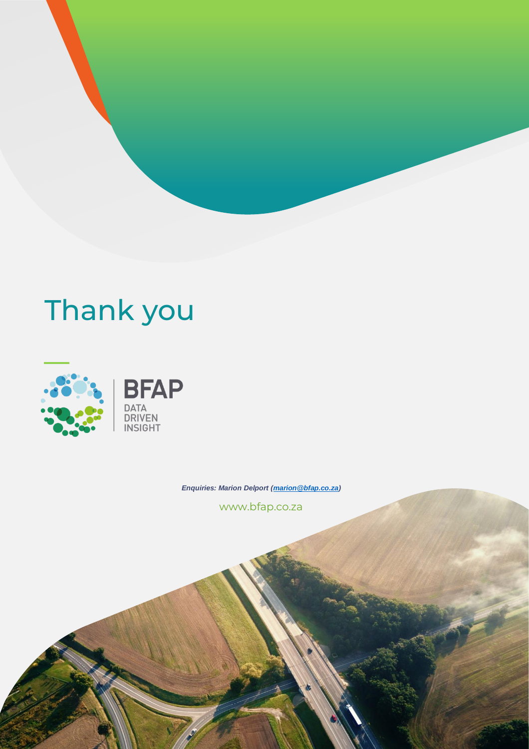# Thank you

BFAP

DATA
DRIVEN
INSIGHT

***Enquiries: Marion Delport (marion@bfap.co.za)***

www.bfap.co.za